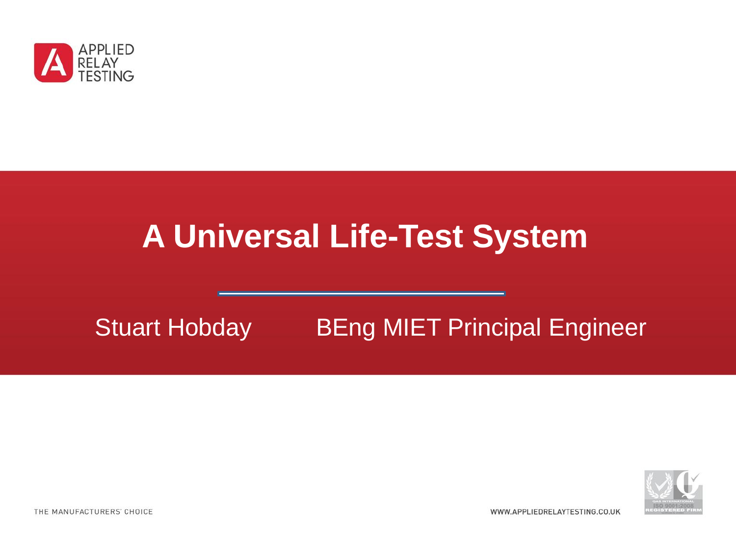APPLIED RELAY TESTING

# A Universal Life-Test System

Stuart Hobday BEng MIET Principal Engineer

THE MANUFACTURERS' CHOICE

WWW.APPLIEDRELAYTESTING.CO.UK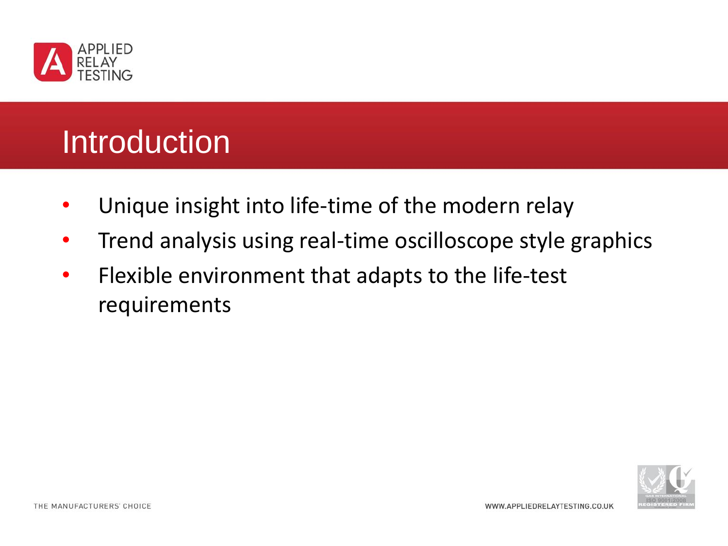# Introduction

- Unique insight into life-time of the modern relay
- Trend analysis using real-time oscilloscope style graphics
- Flexible environment that adapts to the life-test requirements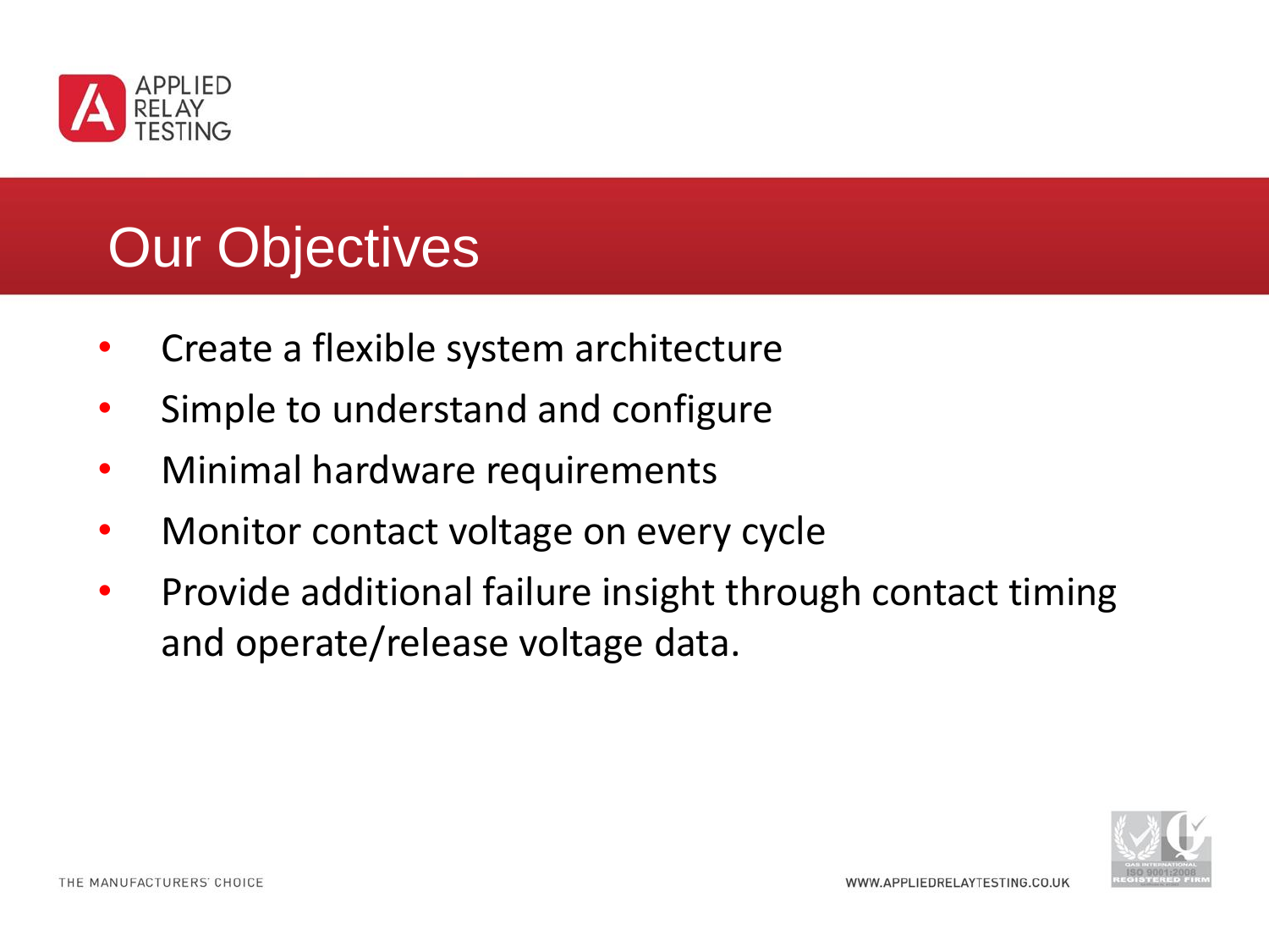# Our Objectives

- Create a flexible system architecture
- Simple to understand and configure
- Minimal hardware requirements
- Monitor contact voltage on every cycle
- Provide additional failure insight through contact timing and operate/release voltage data.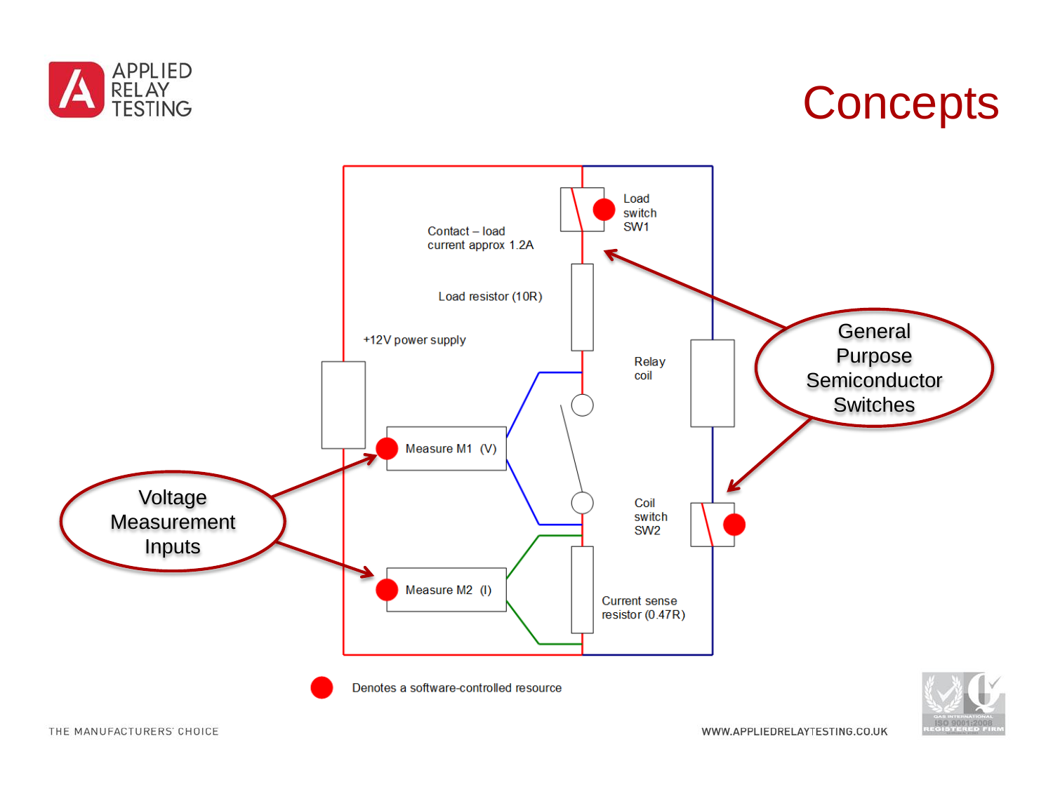# Concepts

Contact – load current approx 1.2A

Load switch SW1

Load resistor (10R)

+12V power supply

Relay coil

Measure M1 (V)

Coil switch SW2

Measure M2 (I)

Current sense resistor (0.47R)

General Purpose Semiconductor Switches

Voltage Measurement Inputs

Denotes a software-controlled resource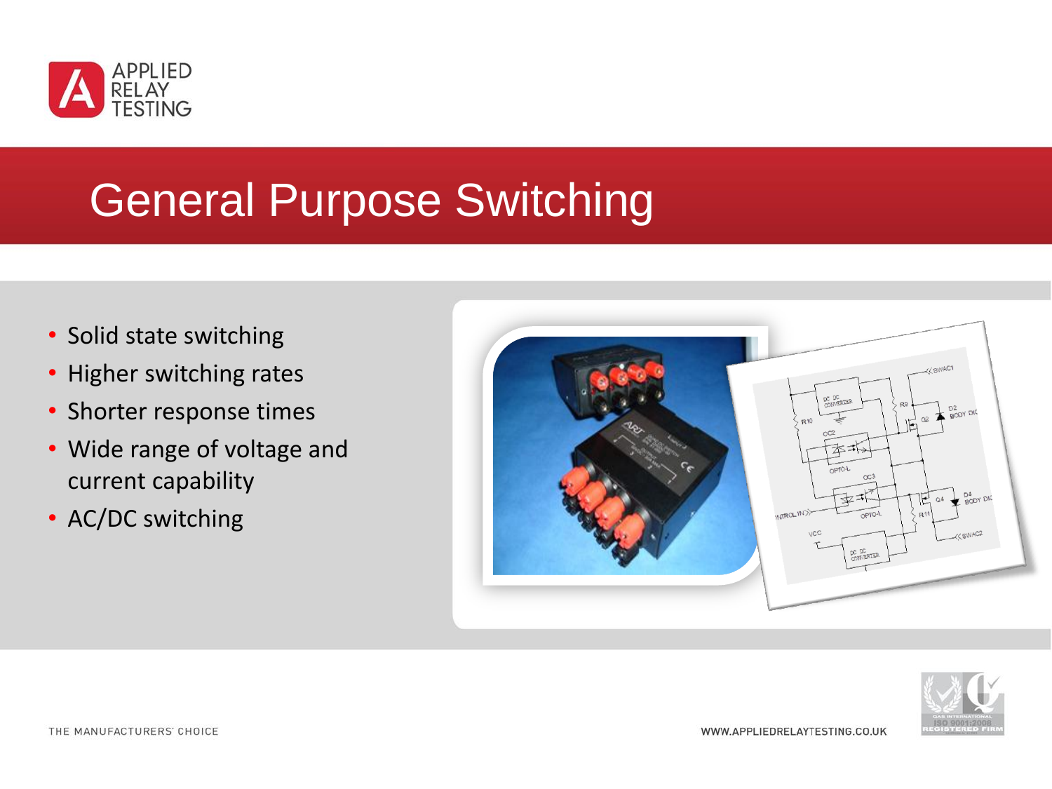# General Purpose Switching

- Solid state switching
- Higher switching rates
- Shorter response times
- Wide range of voltage and current capability
- AC/DC switching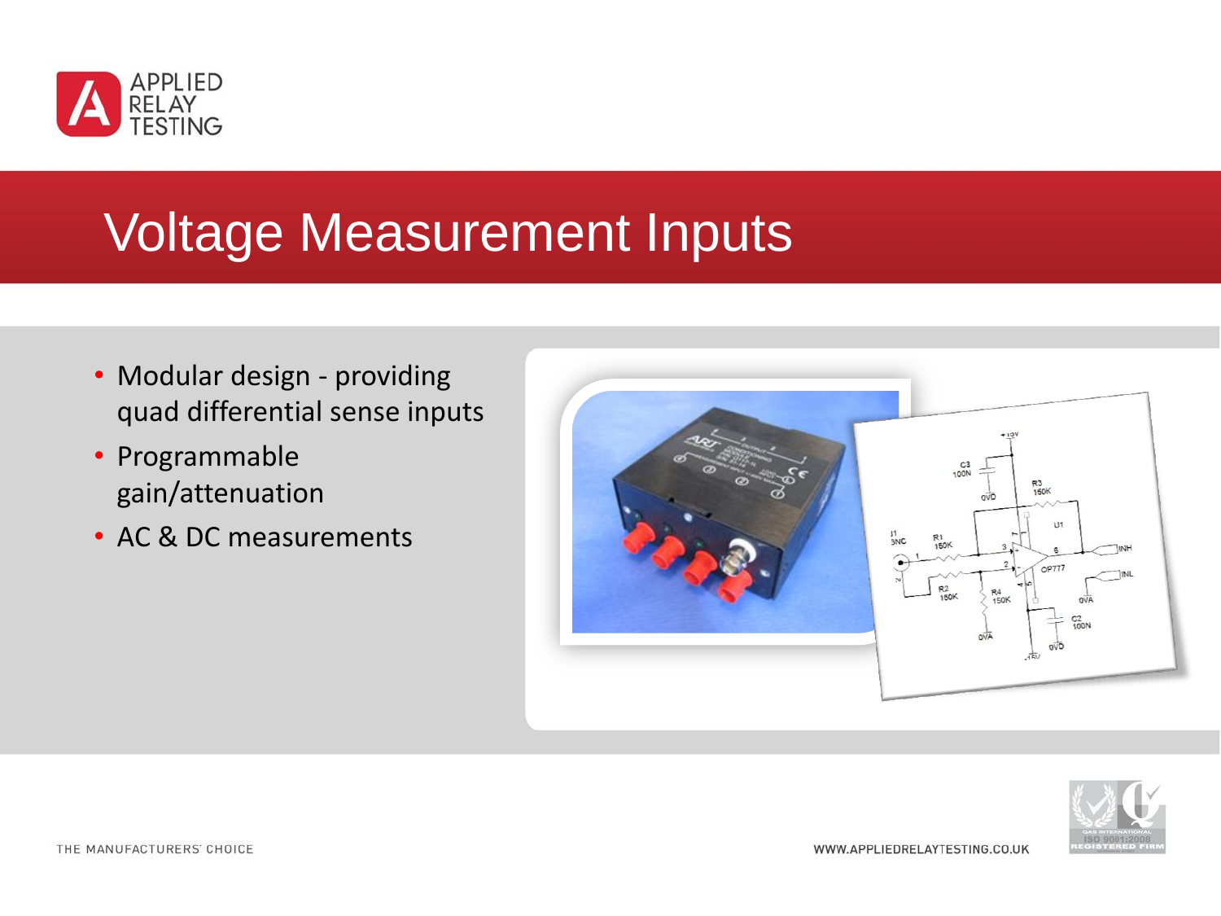# Voltage Measurement Inputs

- Modular design - providing quad differential sense inputs
- Programmable gain/attenuation
- AC & DC measurements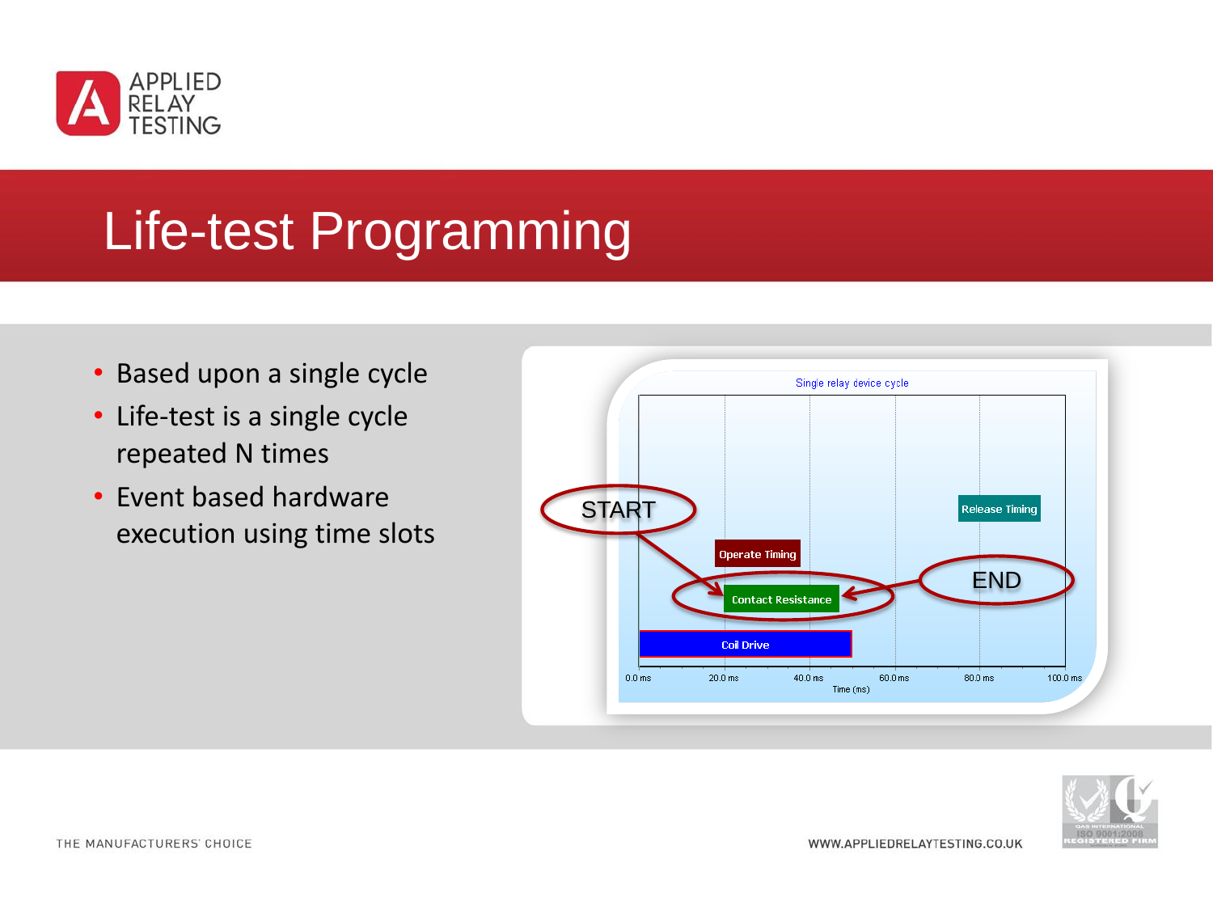# Life-test Programming

- Based upon a single cycle
- Life-test is a single cycle repeated N times
- Event based hardware execution using time slots

Single relay device cycle

START

END

Release Timing

Operate Timing

Contact Resistance

Coil Drive

0.0 ms 20.0 ms 40.0 ms 60.0 ms 80.0 ms 100.0 ms

Time (ms)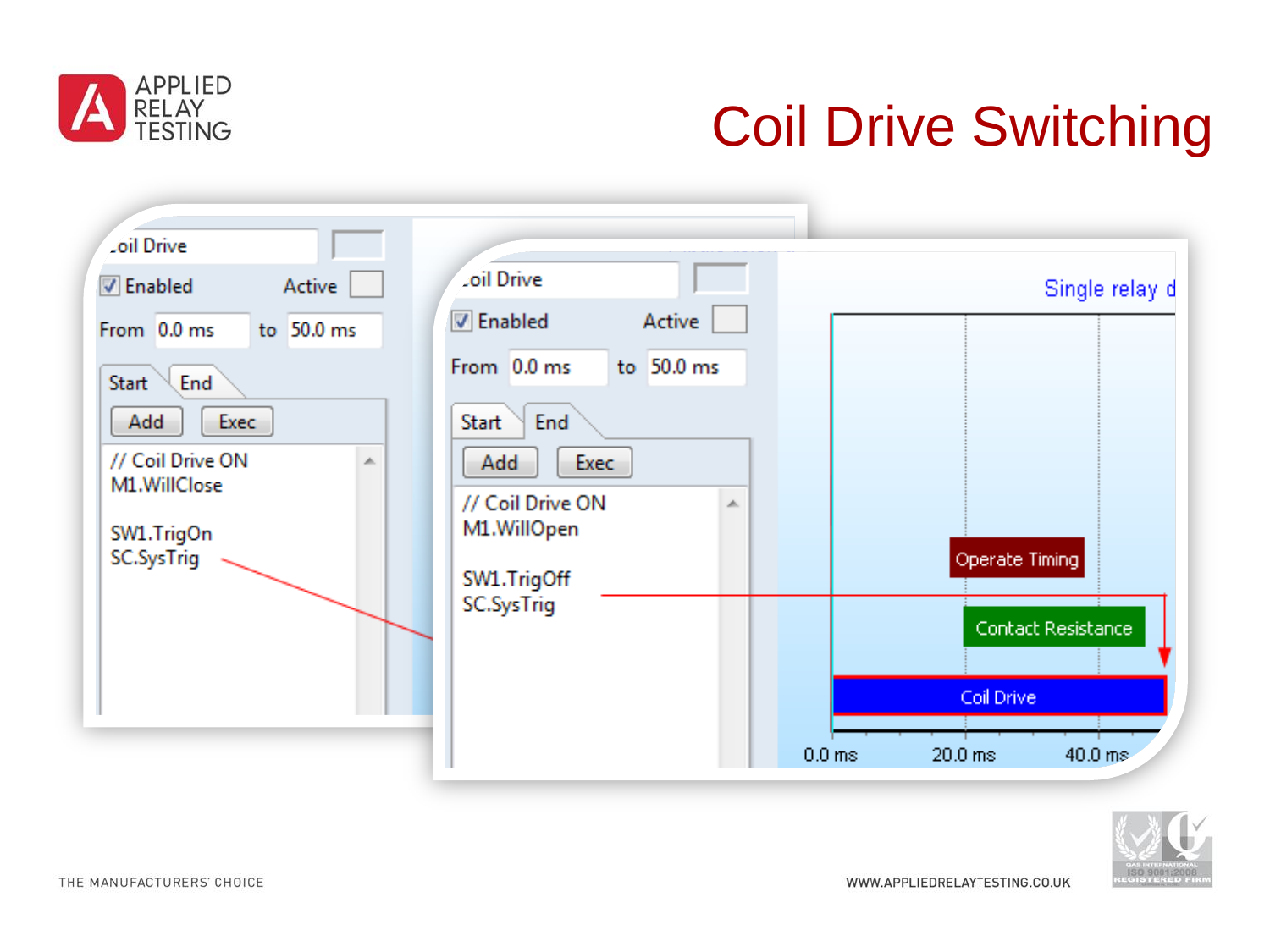# Coil Drive Switching

Coil Drive

☑ Enabled Active

From 0.0 ms to 50.0 ms

Start | End

Add | Exec

```
// Coil Drive ON
M1.WillClose

SW1.TrigOn
SC.SysTrig
```

Coil Drive

☑ Enabled Active

From 0.0 ms to 50.0 ms

Start | End

Add | Exec

```
// Coil Drive ON
M1.WillOpen

SW1.TrigOff
SC.SysTrig
```

Single relay d

Operate Timing

Contact Resistance

Coil Drive

0.0 ms 20.0 ms 40.0 ms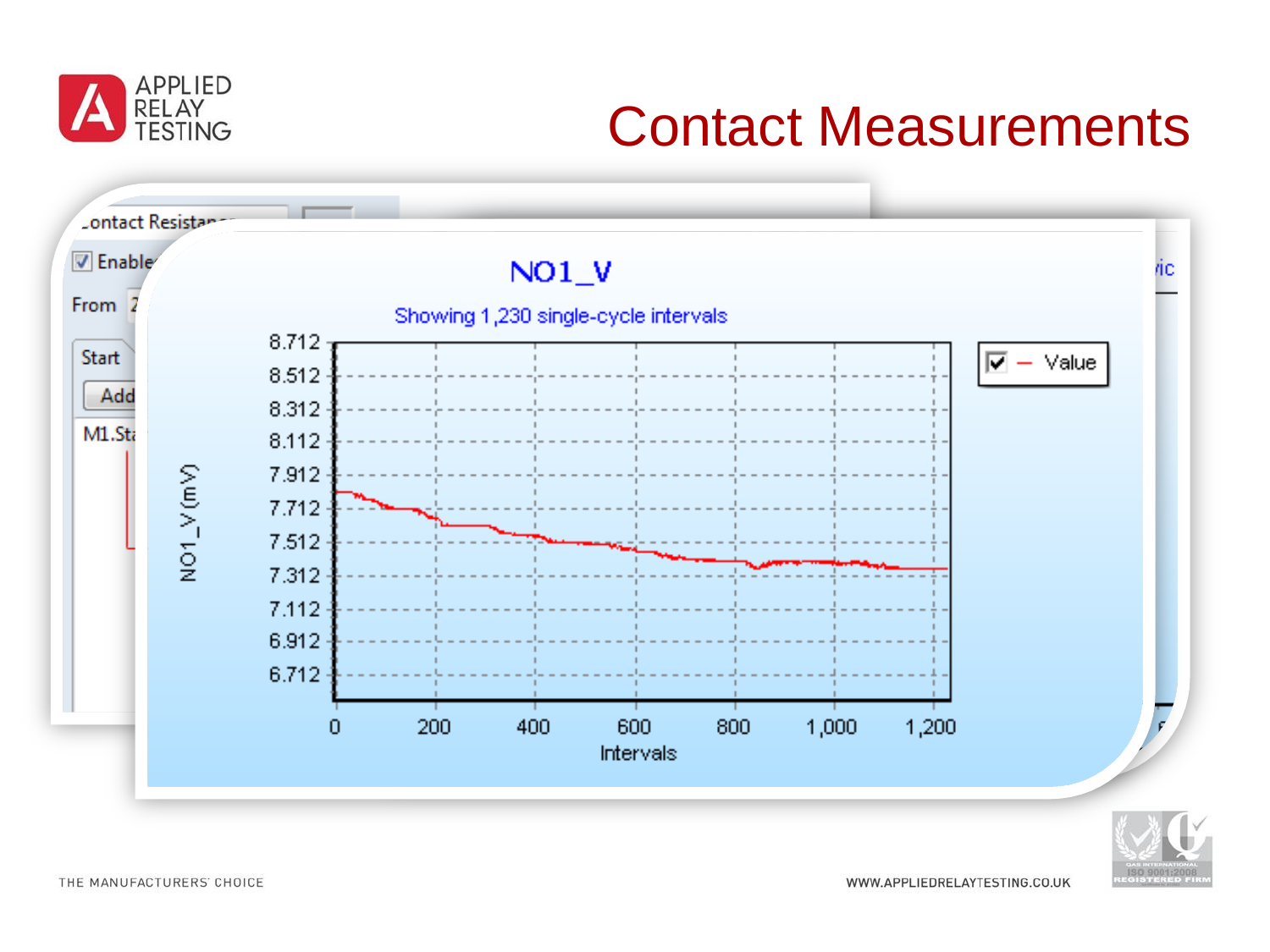# Contact Measurements

NO1_V

Showing 1,230 single-cycle intervals

Value

NO1_V (mV)

Intervals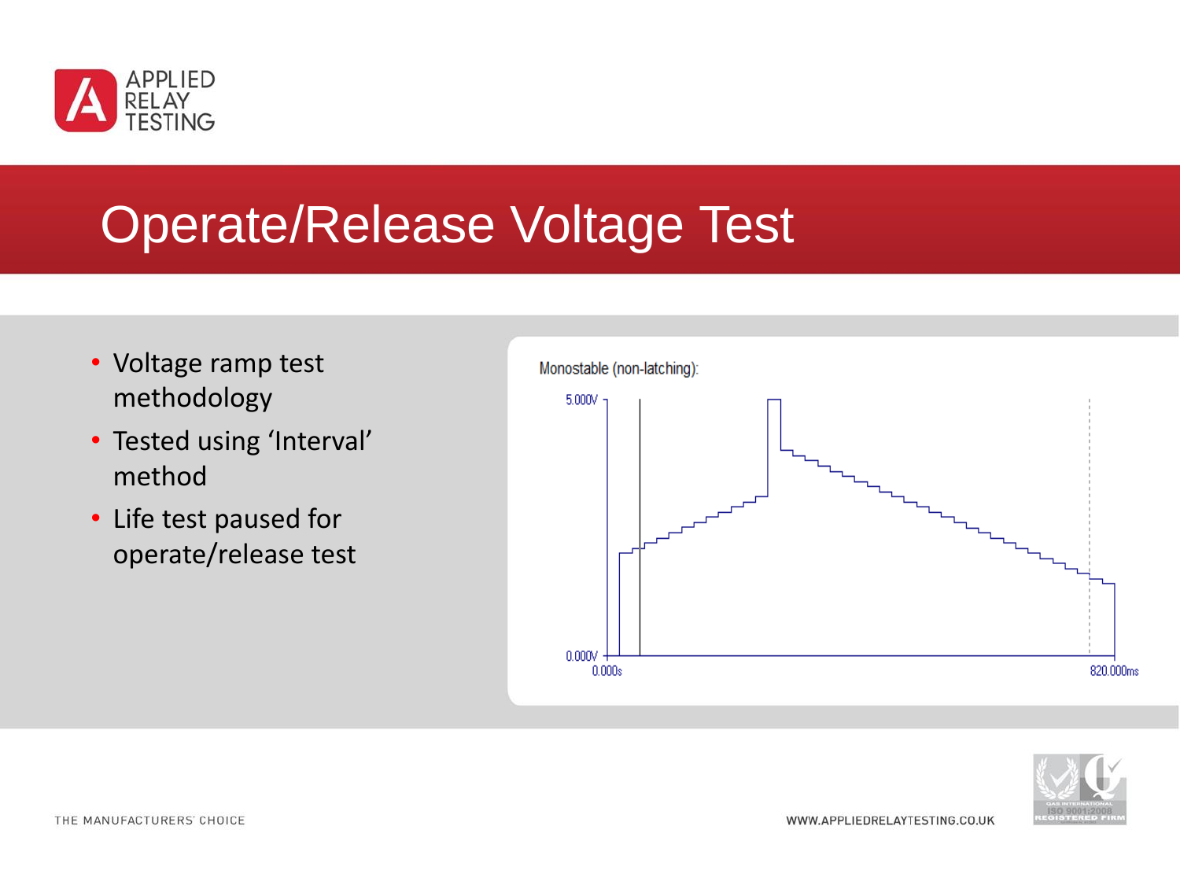# Operate/Release Voltage Test

- Voltage ramp test methodology
- Tested using 'Interval' method
- Life test paused for operate/release test

Monostable (non-latching):

5.000V

0.000V

0.000s

820.000ms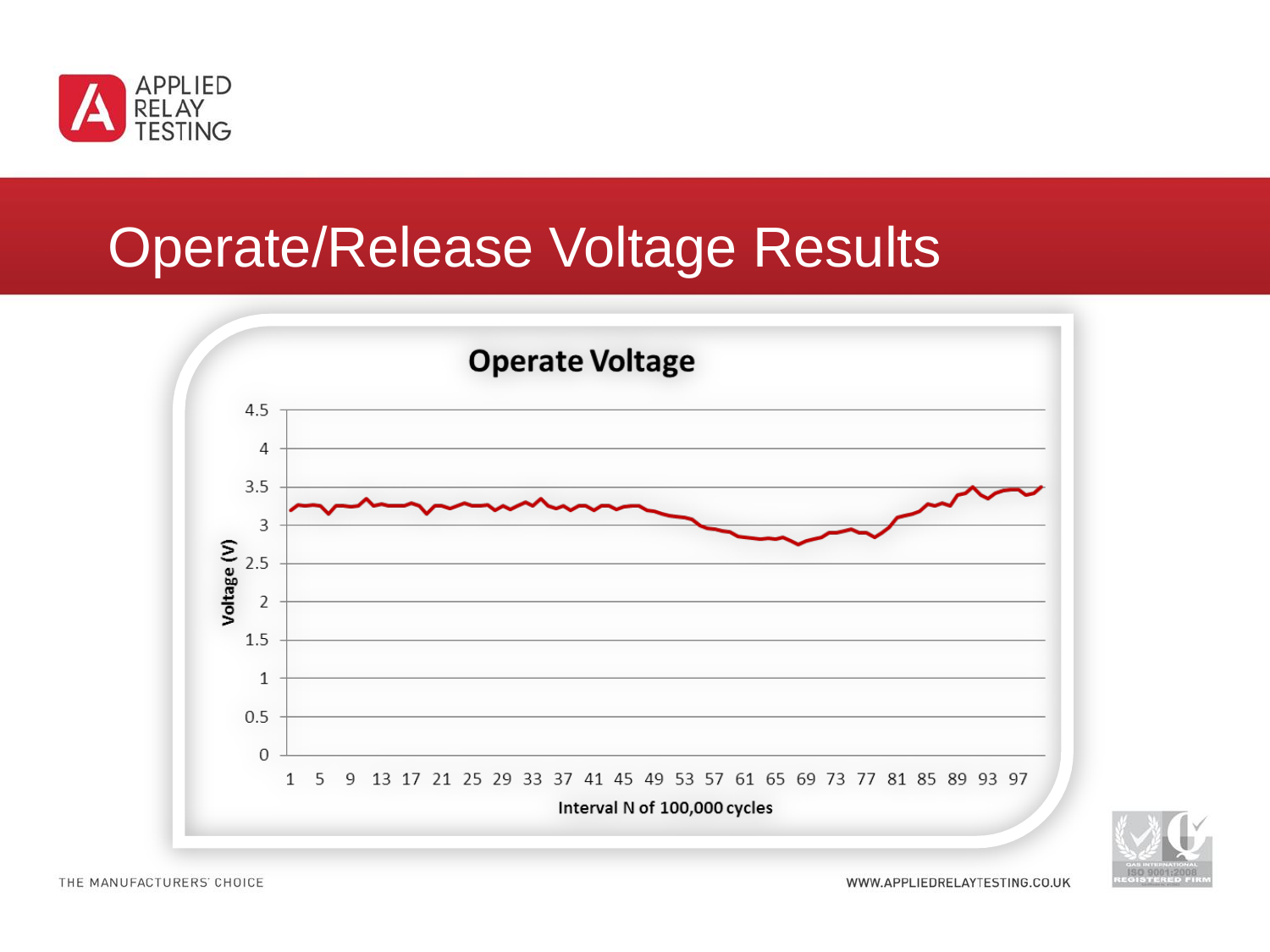# Operate/Release Voltage Results

**Operate Voltage**

Voltage (V)

4.5
4
3.5
3
2.5
2
1.5
1
0.5
0

1 5 9 13 17 21 25 29 33 37 41 45 49 53 57 61 65 69 73 77 81 85 89 93 97

**Interval N of 100,000 cycles**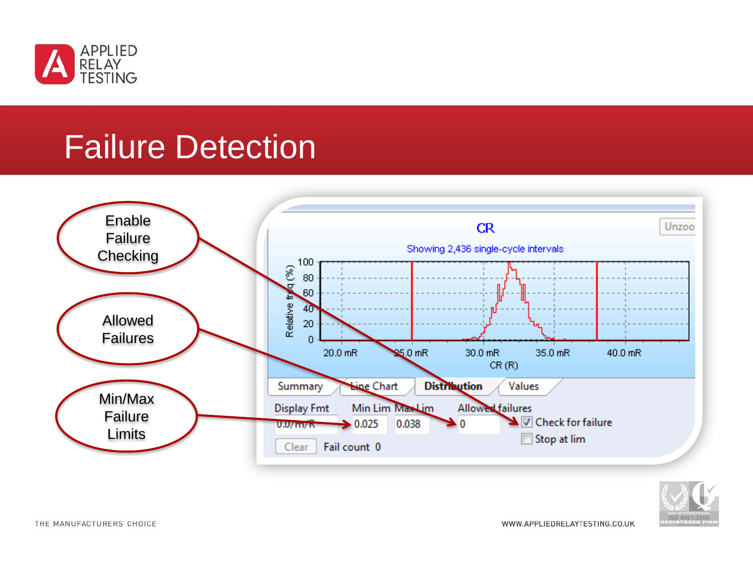# Failure Detection

Enable Failure Checking

Allowed Failures

Min/Max Failure Limits

CR

Showing 2,436 single-cycle intervals

Relative freq (%)

100
80
60
40
20
0

20.0 mR  25.0 mR  30.0 mR  35.0 mR  40.0 mR

CR (R)

Unzoo

Summary | Line Chart | Distribution | Values

Display Fmt: 0.0/m/R

Min Lim: 0.025

Max Lim: 0.038

Allowed failures: 0

☑ Check for failure

☐ Stop at lim

Clear

Fail count 0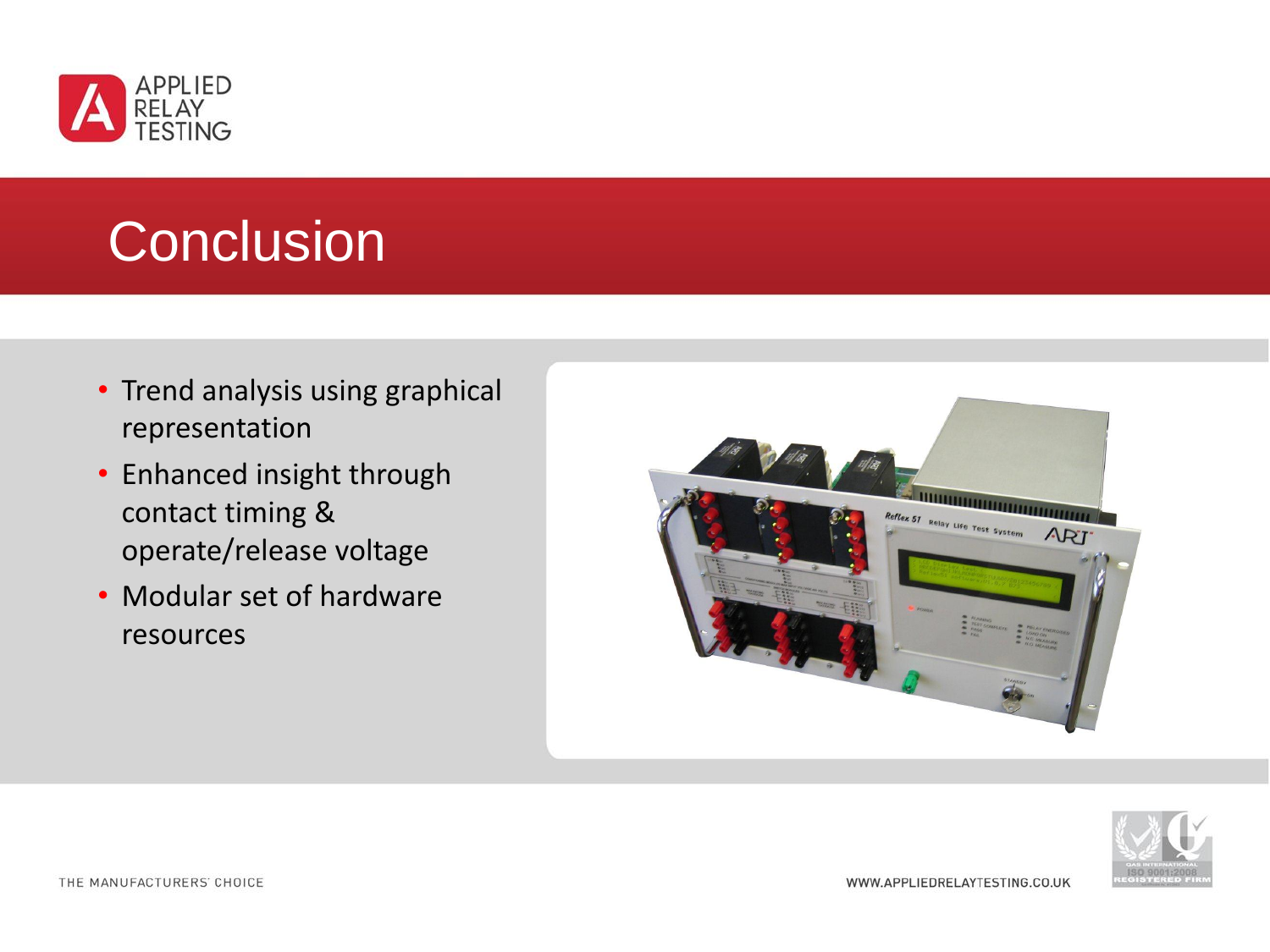# Conclusion

- Trend analysis using graphical representation
- Enhanced insight through contact timing & operate/release voltage
- Modular set of hardware resources